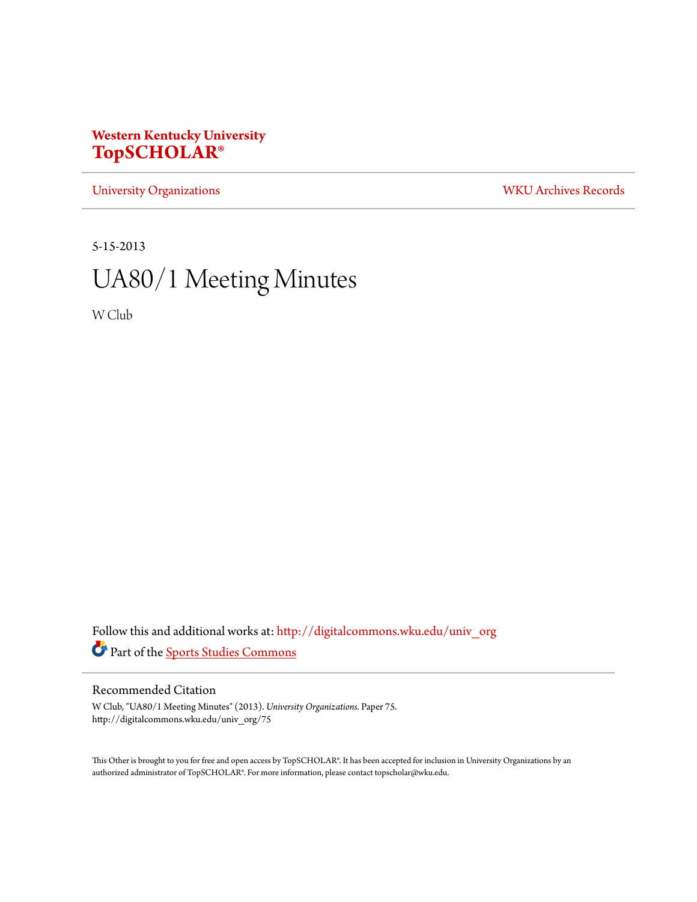**Western Kentucky University**
**TopSCHOLAR®**

University Organizations | WKU Archives Records

5-15-2013

# UA80/1 Meeting Minutes

W Club

Follow this and additional works at: http://digitalcommons.wku.edu/univ_org

Part of the Sports Studies Commons

## Recommended Citation

W Club, "UA80/1 Meeting Minutes" (2013). *University Organizations.* Paper 75.
http://digitalcommons.wku.edu/univ_org/75

This Other is brought to you for free and open access by TopSCHOLAR®. It has been accepted for inclusion in University Organizations by an authorized administrator of TopSCHOLAR®. For more information, please contact topscholar@wku.edu.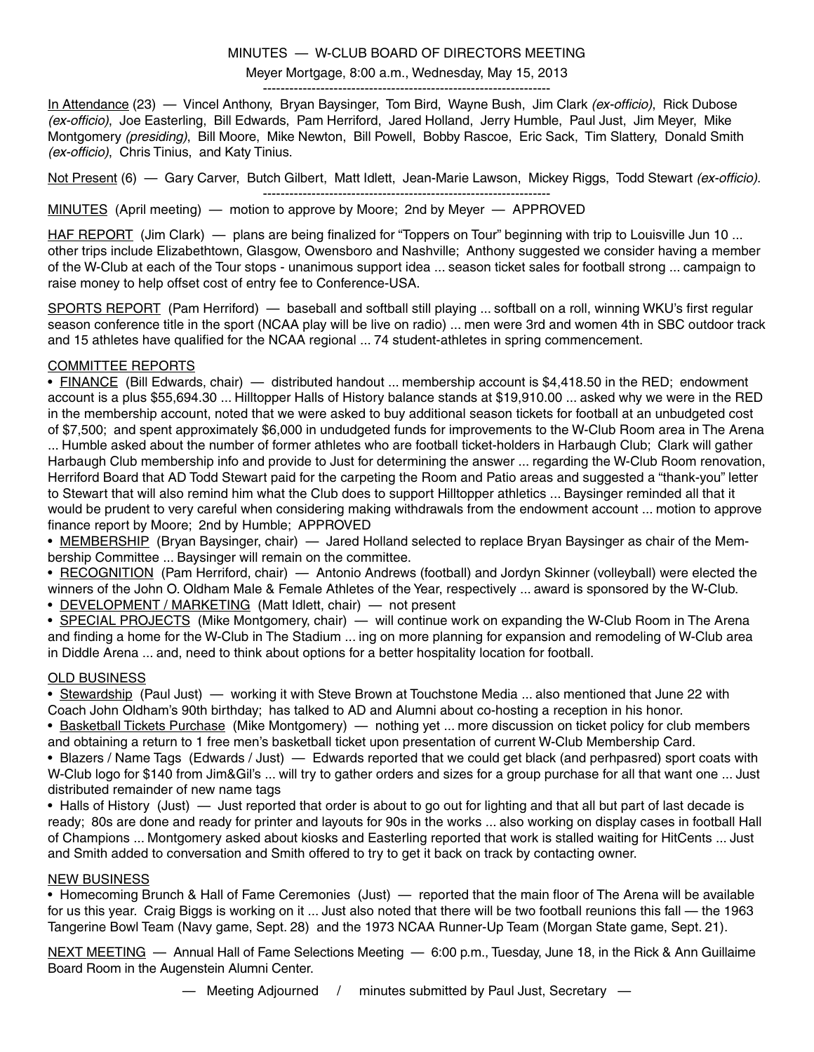MINUTES — W-CLUB BOARD OF DIRECTORS MEETING

Meyer Mortgage, 8:00 a.m., Wednesday, May 15, 2013

-----------------------------------------------------------------

<u>In Attendance</u> (23) — Vincel Anthony, Bryan Baysinger, Tom Bird, Wayne Bush, Jim Clark *(ex-officio)*, Rick Dubose *(ex-officio)*, Joe Easterling, Bill Edwards, Pam Herriford, Jared Holland, Jerry Humble, Paul Just, Jim Meyer, Mike Montgomery *(presiding)*, Bill Moore, Mike Newton, Bill Powell, Bobby Rascoe, Eric Sack, Tim Slattery, Donald Smith *(ex-officio)*, Chris Tinius, and Katy Tinius.

<u>Not Present</u> (6) — Gary Carver, Butch Gilbert, Matt Idlett, Jean-Marie Lawson, Mickey Riggs, Todd Stewart *(ex-officio)*.

-----------------------------------------------------------------

<u>MINUTES</u> (April meeting) — motion to approve by Moore; 2nd by Meyer — APPROVED

<u>HAF REPORT</u> (Jim Clark) — plans are being finalized for "Toppers on Tour" beginning with trip to Louisville Jun 10 ... other trips include Elizabethtown, Glasgow, Owensboro and Nashville; Anthony suggested we consider having a member of the W-Club at each of the Tour stops - unanimous support idea ... season ticket sales for football strong ... campaign to raise money to help offset cost of entry fee to Conference-USA.

<u>SPORTS REPORT</u> (Pam Herriford) — baseball and softball still playing ... softball on a roll, winning WKU's first regular season conference title in the sport (NCAA play will be live on radio) ... men were 3rd and women 4th in SBC outdoor track and 15 athletes have qualified for the NCAA regional ... 74 student-athletes in spring commencement.

<u>COMMITTEE REPORTS</u>

- <u>FINANCE</u> (Bill Edwards, chair) — distributed handout ... membership account is $4,418.50 in the RED; endowment account is a plus $55,694.30 ... Hilltopper Halls of History balance stands at $19,910.00 ... asked why we were in the RED in the membership account, noted that we were asked to buy additional season tickets for football at an unbudgeted cost of $7,500; and spent approximately $6,000 in undudgeted funds for improvements to the W-Club Room area in The Arena ... Humble asked about the number of former athletes who are football ticket-holders in Harbaugh Club; Clark will gather Harbaugh Club membership info and provide to Just for determining the answer ... regarding the W-Club Room renovation, Herriford Board that AD Todd Stewart paid for the carpeting the Room and Patio areas and suggested a "thank-you" letter to Stewart that will also remind him what the Club does to support Hilltopper athletics ... Baysinger reminded all that it would be prudent to very careful when considering making withdrawals from the endowment account ... motion to approve finance report by Moore; 2nd by Humble; APPROVED
- <u>MEMBERSHIP</u> (Bryan Baysinger, chair) — Jared Holland selected to replace Bryan Baysinger as chair of the Membership Committee ... Baysinger will remain on the committee.
- <u>RECOGNITION</u> (Pam Herriford, chair) — Antonio Andrews (football) and Jordyn Skinner (volleyball) were elected the winners of the John O. Oldham Male & Female Athletes of the Year, respectively ... award is sponsored by the W-Club.
- <u>DEVELOPMENT / MARKETING</u> (Matt Idlett, chair) — not present
- <u>SPECIAL PROJECTS</u> (Mike Montgomery, chair) — will continue work on expanding the W-Club Room in The Arena and finding a home for the W-Club in The Stadium ... ing on more planning for expansion and remodeling of W-Club area in Diddle Arena ... and, need to think about options for a better hospitality location for football.

<u>OLD BUSINESS</u>

- <u>Stewardship</u> (Paul Just) — working it with Steve Brown at Touchstone Media ... also mentioned that June 22 with Coach John Oldham's 90th birthday; has talked to AD and Alumni about co-hosting a reception in his honor.
- <u>Basketball Tickets Purchase</u> (Mike Montgomery) — nothing yet ... more discussion on ticket policy for club members and obtaining a return to 1 free men's basketball ticket upon presentation of current W-Club Membership Card.
- Blazers / Name Tags (Edwards / Just) — Edwards reported that we could get black (and perhpasred) sport coats with W-Club logo for $140 from Jim&Gil's ... will try to gather orders and sizes for a group purchase for all that want one ... Just distributed remainder of new name tags
- Halls of History (Just) — Just reported that order is about to go out for lighting and that all but part of last decade is ready; 80s are done and ready for printer and layouts for 90s in the works ... also working on display cases in football Hall of Champions ... Montgomery asked about kiosks and Easterling reported that work is stalled waiting for HitCents ... Just and Smith added to conversation and Smith offered to try to get it back on track by contacting owner.

<u>NEW BUSINESS</u>

- Homecoming Brunch & Hall of Fame Ceremonies (Just) — reported that the main floor of The Arena will be available for us this year. Craig Biggs is working on it ... Just also noted that there will be two football reunions this fall — the 1963 Tangerine Bowl Team (Navy game, Sept. 28) and the 1973 NCAA Runner-Up Team (Morgan State game, Sept. 21).

<u>NEXT MEETING</u> — Annual Hall of Fame Selections Meeting — 6:00 p.m., Tuesday, June 18, in the Rick & Ann Guillaime Board Room in the Augenstein Alumni Center.

— Meeting Adjourned / minutes submitted by Paul Just, Secretary —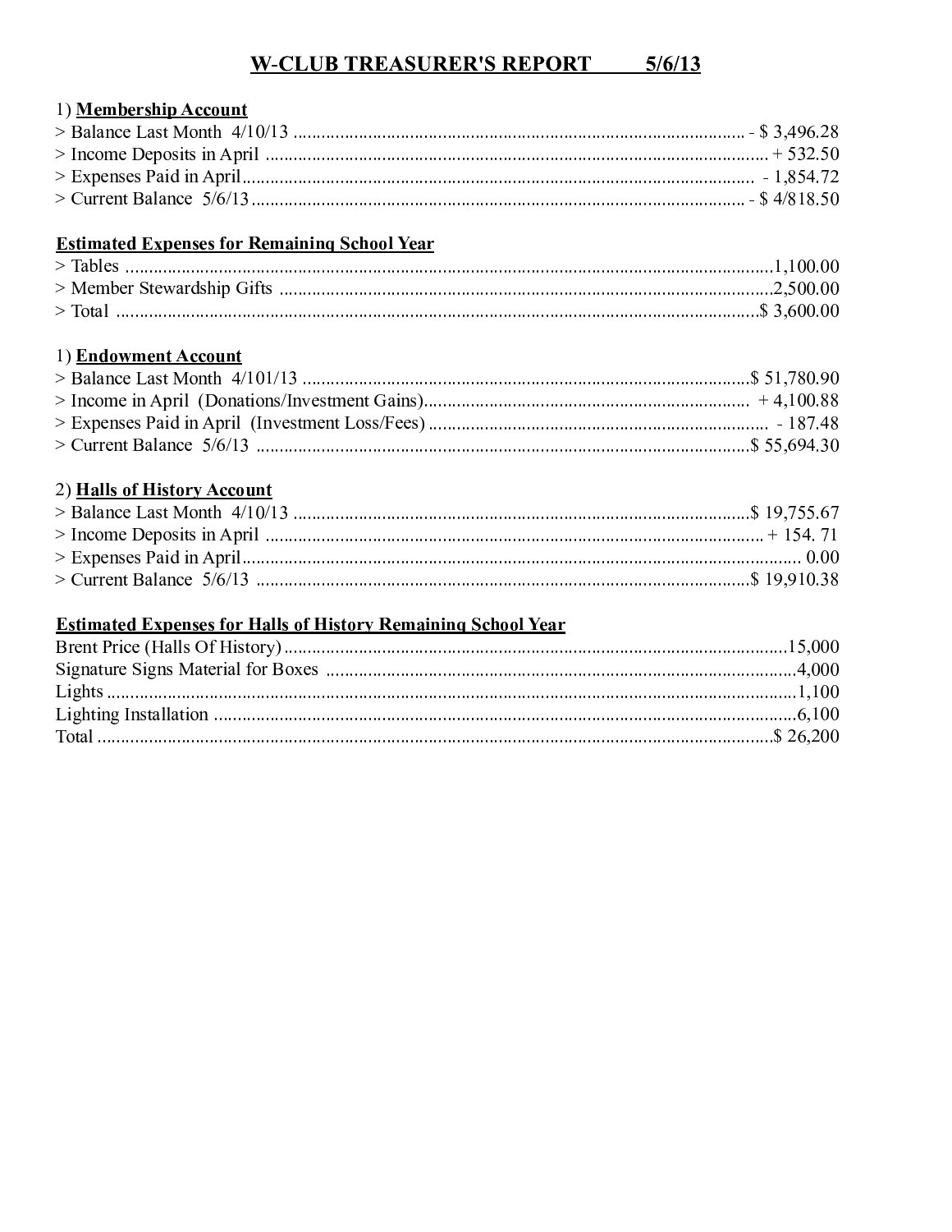# W-CLUB TREASURER'S REPORT 5/6/13

1) **Membership Account**

| | |
|---|---|
| > Balance Last Month 4/10/13 | - $ 3,496.28 |
| > Income Deposits in April | + 532.50 |
| > Expenses Paid in April | - 1,854.72 |
| > Current Balance 5/6/13 | - $ 4/818.50 |

**Estimated Expenses for Remaining School Year**

| | |
|---|---|
| > Tables | 1,100.00 |
| > Member Stewardship Gifts | 2,500.00 |
| > Total | $ 3,600.00 |

1) **Endowment Account**

| | |
|---|---|
| > Balance Last Month 4/101/13 | $ 51,780.90 |
| > Income in April (Donations/Investment Gains) | + 4,100.88 |
| > Expenses Paid in April (Investment Loss/Fees) | - 187.48 |
| > Current Balance 5/6/13 | $ 55,694.30 |

2) **Halls of History Account**

| | |
|---|---|
| > Balance Last Month 4/10/13 | $ 19,755.67 |
| > Income Deposits in April | + 154. 71 |
| > Expenses Paid in April | 0.00 |
| > Current Balance 5/6/13 | $ 19,910.38 |

**Estimated Expenses for Halls of History Remaining School Year**

| | |
|---|---|
| Brent Price (Halls Of History) | 15,000 |
| Signature Signs Material for Boxes | 4,000 |
| Lights | 1,100 |
| Lighting Installation | 6,100 |
| Total | $ 26,200 |